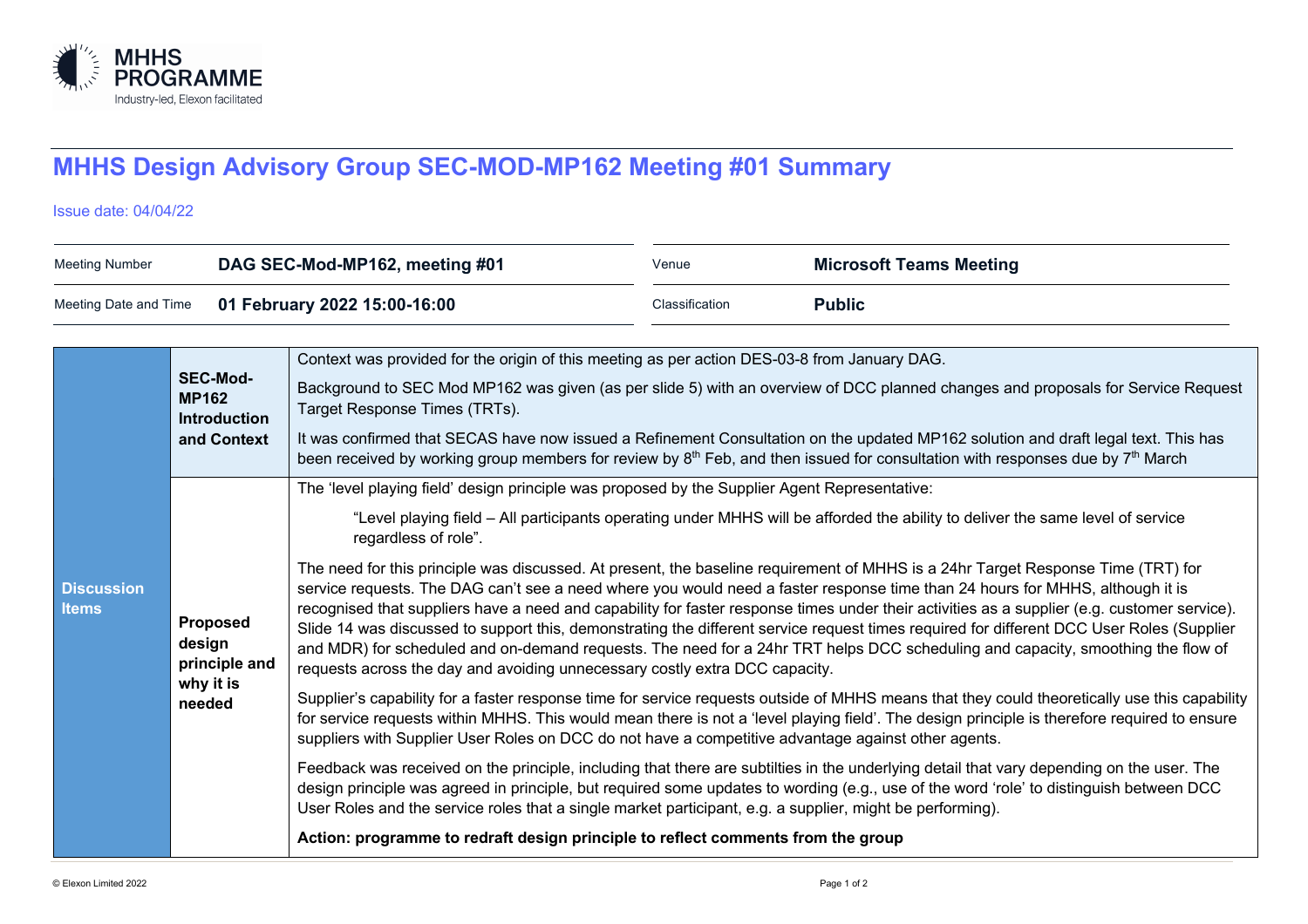# MHHS Design Advisory Group SEC-MOD-MP162 Meeting #01 Summary

Issue date: 04/04/22

| Meeting Number | DAG SEC-Mod-MP162, meeting #01 | Venue | Microsoft Teams Meeting |
|---|---|---|---|
| Meeting Date and Time | 01 February 2022 15:00-16:00 | Classification | Public |

| | | |
|---|---|---|
| **Discussion Items** | **SEC-Mod-MP162 Introduction and Context** | Context was provided for the origin of this meeting as per action DES-03-8 from January DAG.<br><br>Background to SEC Mod MP162 was given (as per slide 5) with an overview of DCC planned changes and proposals for Service Request Target Response Times (TRTs).<br><br>It was confirmed that SECAS have now issued a Refinement Consultation on the updated MP162 solution and draft legal text. This has been received by working group members for review by 8th Feb, and then issued for consultation with responses due by 7th March |
| | **Proposed design principle and why it is needed** | The 'level playing field' design principle was proposed by the Supplier Agent Representative:<br><br>"Level playing field – All participants operating under MHHS will be afforded the ability to deliver the same level of service regardless of role".<br><br>The need for this principle was discussed. At present, the baseline requirement of MHHS is a 24hr Target Response Time (TRT) for service requests. The DAG can't see a need where you would need a faster response time than 24 hours for MHHS, although it is recognised that suppliers have a need and capability for faster response times under their activities as a supplier (e.g. customer service). Slide 14 was discussed to support this, demonstrating the different service request times required for different DCC User Roles (Supplier and MDR) for scheduled and on-demand requests. The need for a 24hr TRT helps DCC scheduling and capacity, smoothing the flow of requests across the day and avoiding unnecessary costly extra DCC capacity.<br><br>Supplier's capability for a faster response time for service requests outside of MHHS means that they could theoretically use this capability for service requests within MHHS. This would mean there is not a 'level playing field'. The design principle is therefore required to ensure suppliers with Supplier User Roles on DCC do not have a competitive advantage against other agents.<br><br>Feedback was received on the principle, including that there are subtilties in the underlying detail that vary depending on the user. The design principle was agreed in principle, but required some updates to wording (e.g., use of the word 'role' to distinguish between DCC User Roles and the service roles that a single market participant, e.g. a supplier, might be performing).<br><br>**Action: programme to redraft design principle to reflect comments from the group** |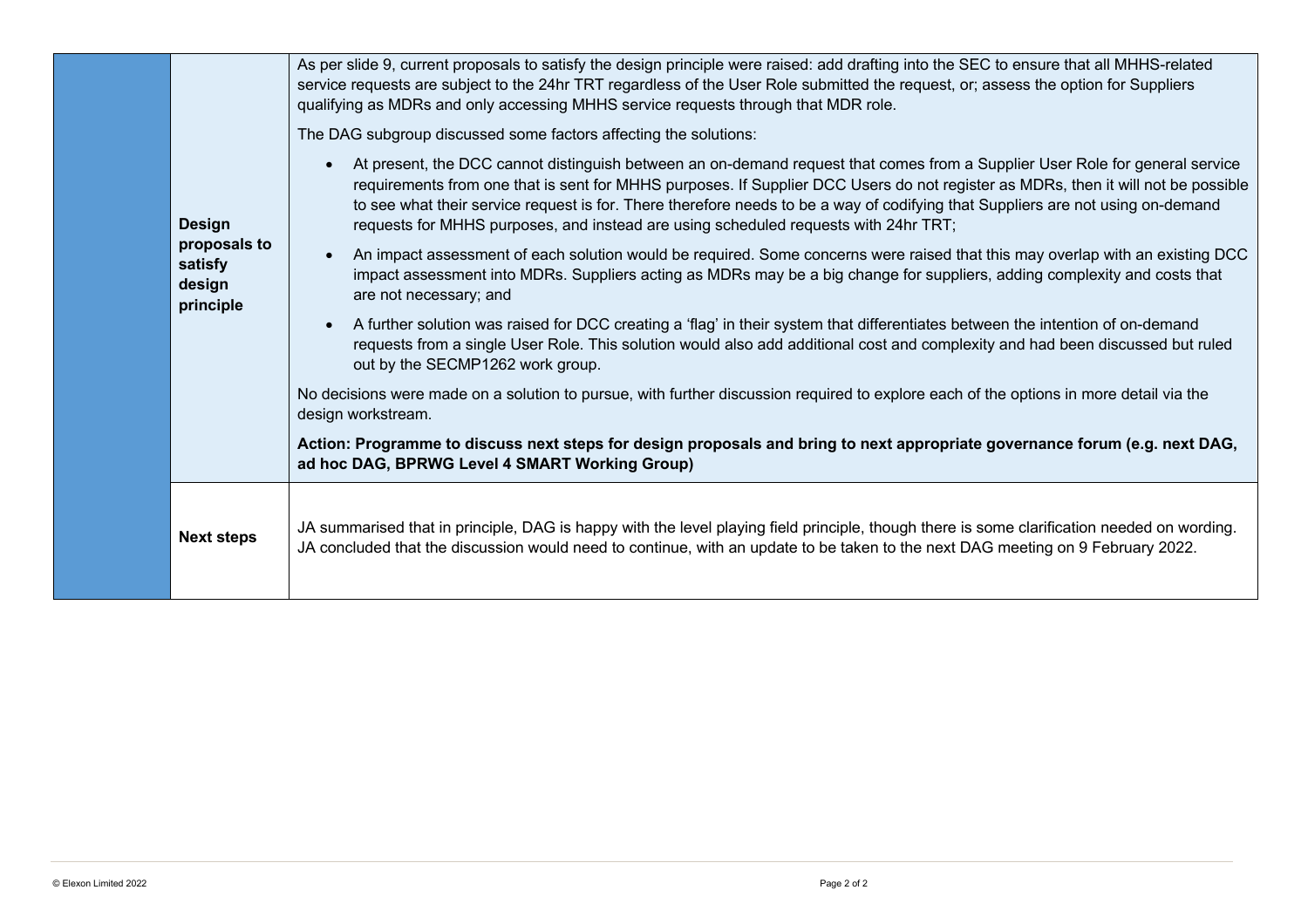| | | |
|---|---|---|
| | **Design proposals to satisfy design principle** | As per slide 9, current proposals to satisfy the design principle were raised: add drafting into the SEC to ensure that all MHHS-related service requests are subject to the 24hr TRT regardless of the User Role submitted the request, or; assess the option for Suppliers qualifying as MDRs and only accessing MHHS service requests through that MDR role.<br><br>The DAG subgroup discussed some factors affecting the solutions:<br><br>• At present, the DCC cannot distinguish between an on-demand request that comes from a Supplier User Role for general service requirements from one that is sent for MHHS purposes. If Supplier DCC Users do not register as MDRs, then it will not be possible to see what their service request is for. There therefore needs to be a way of codifying that Suppliers are not using on-demand requests for MHHS purposes, and instead are using scheduled requests with 24hr TRT;<br><br>• An impact assessment of each solution would be required. Some concerns were raised that this may overlap with an existing DCC impact assessment into MDRs. Suppliers acting as MDRs may be a big change for suppliers, adding complexity and costs that are not necessary; and<br><br>• A further solution was raised for DCC creating a 'flag' in their system that differentiates between the intention of on-demand requests from a single User Role. This solution would also add additional cost and complexity and had been discussed but ruled out by the SECMP1262 work group.<br><br>No decisions were made on a solution to pursue, with further discussion required to explore each of the options in more detail via the design workstream.<br><br>**Action: Programme to discuss next steps for design proposals and bring to next appropriate governance forum (e.g. next DAG, ad hoc DAG, BPRWG Level 4 SMART Working Group)** |
| | **Next steps** | JA summarised that in principle, DAG is happy with the level playing field principle, though there is some clarification needed on wording. JA concluded that the discussion would need to continue, with an update to be taken to the next DAG meeting on 9 February 2022. |

© Elexon Limited 2022